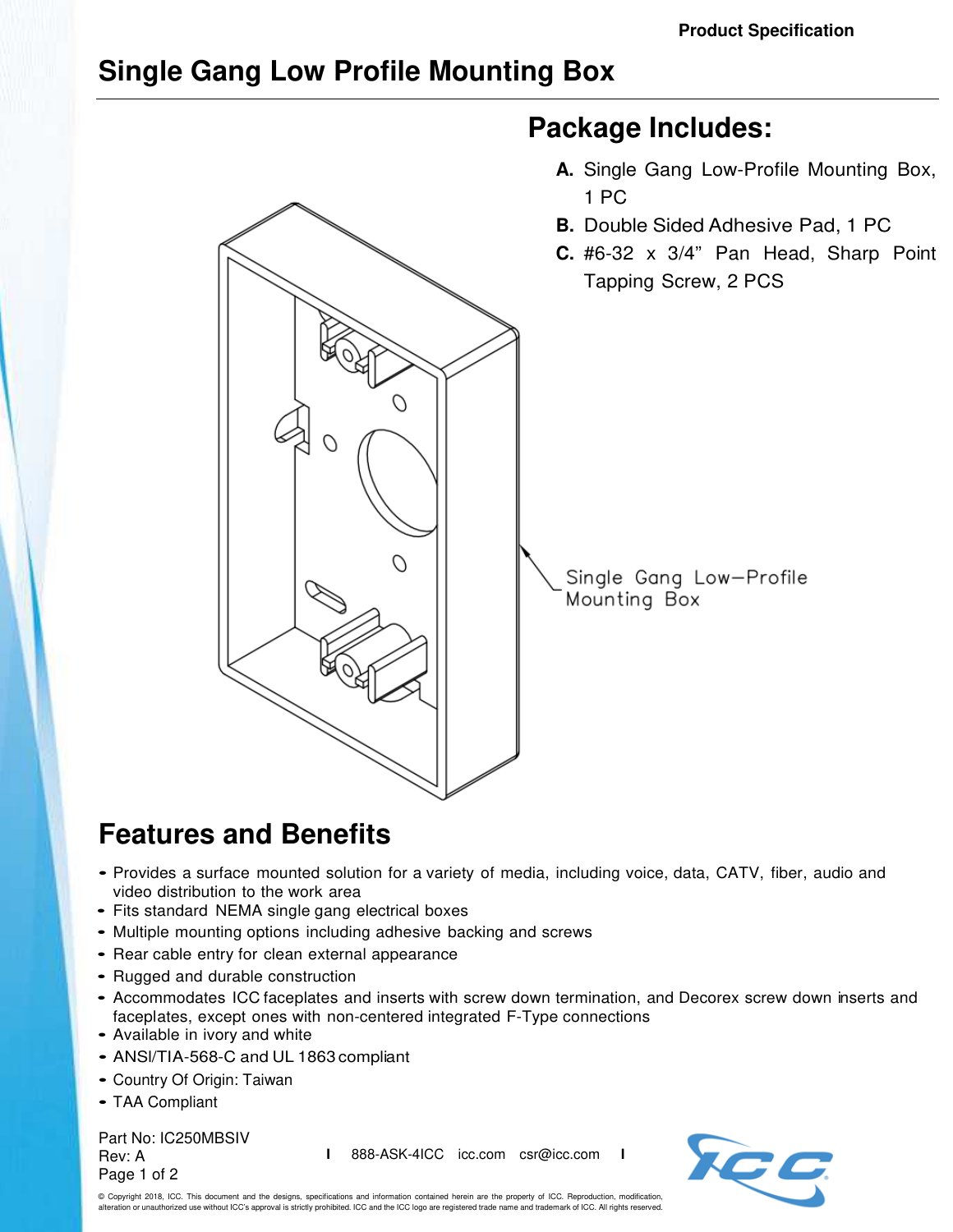Product Specification

# Single Gang Low Profile Mounting Box

## Package Includes:

**A.** Single Gang Low-Profile Mounting Box, 1 PC

**B.** Double Sided Adhesive Pad, 1 PC

**C.** #6-32 x 3/4" Pan Head, Sharp Point Tapping Screw, 2 PCS

Single Gang Low-Profile Mounting Box

## Features and Benefits

- Provides a surface mounted solution for a variety of media, including voice, data, CATV, fiber, audio and video distribution to the work area
- Fits standard NEMA single gang electrical boxes
- Multiple mounting options including adhesive backing and screws
- Rear cable entry for clean external appearance
- Rugged and durable construction
- Accommodates ICC faceplates and inserts with screw down termination, and Decorex screw down inserts and faceplates, except ones with non-centered integrated F-Type connections
- Available in ivory and white
- ANSI/TIA-568-C and UL 1863 compliant
- Country Of Origin: Taiwan
- TAA Compliant

Part No: IC250MBSIV
Rev: A

888-ASK-4ICC | icc.com | csr@icc.com

© Copyright 2018, ICC. This document and the designs, specifications and information contained herein are the property of ICC. Reproduction, modification, alteration or unauthorized use without ICC's approval is strictly prohibited. ICC and the ICC logo are registered trade name and trademark of ICC. All rights reserved.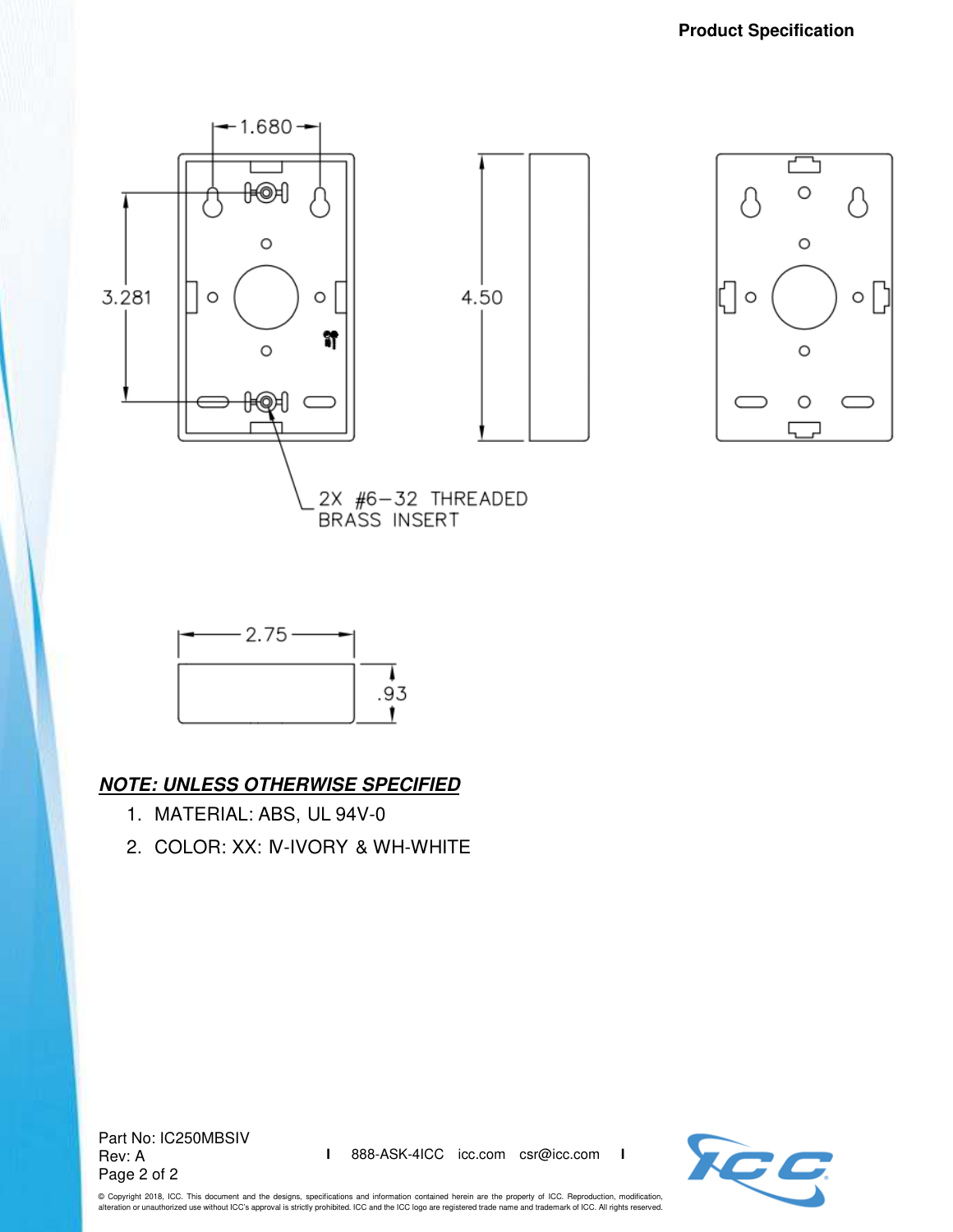Product Specification

1.680

3.281

4.50

2X #6−32 THREADED
BRASS INSERT

2.75

.93

***NOTE: UNLESS OTHERWISE SPECIFIED***

1. MATERIAL: ABS, UL 94V-0
2. COLOR: XX: IV-IVORY & WH-WHITE

Part No: IC250MBSIV
Rev: A

888-ASK-4ICC icc.com csr@icc.com

© Copyright 2018, ICC. This document and the designs, specifications and information contained herein are the property of ICC. Reproduction, modification, alteration or unauthorized use without ICC's approval is strictly prohibited. ICC and the ICC logo are registered trade name and trademark of ICC. All rights reserved.